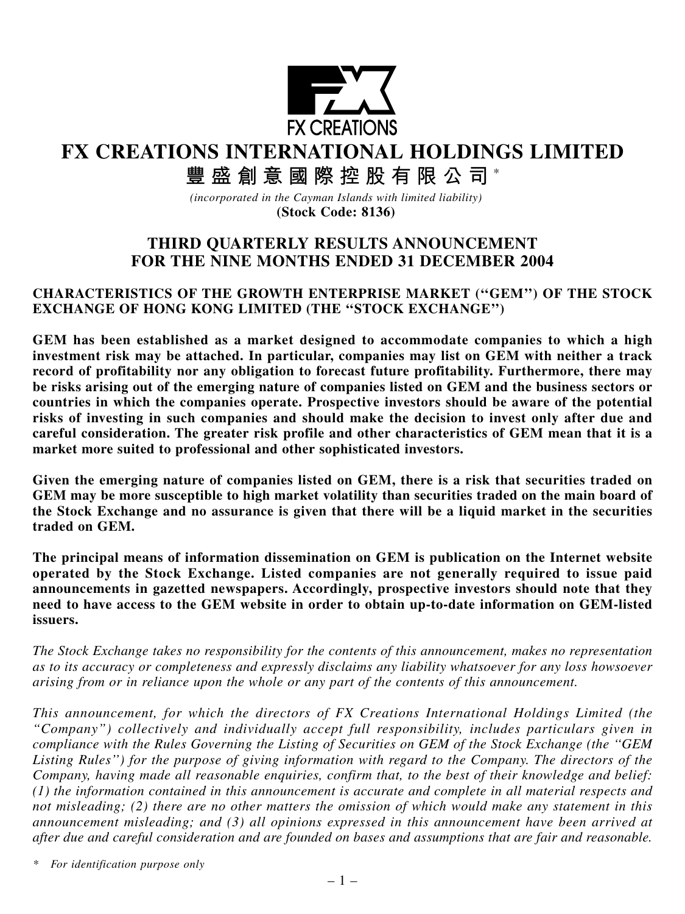FX CREATIONS

# FX CREATIONS INTERNATIONAL HOLDINGS LIMITED

# 豐盛創意國際控股有限公司*

*(incorporated in the Cayman Islands with limited liability)*

**(Stock Code: 8136)**

## THIRD QUARTERLY RESULTS ANNOUNCEMENT FOR THE NINE MONTHS ENDED 31 DECEMBER 2004

**CHARACTERISTICS OF THE GROWTH ENTERPRISE MARKET ("GEM") OF THE STOCK EXCHANGE OF HONG KONG LIMITED (THE "STOCK EXCHANGE")**

**GEM has been established as a market designed to accommodate companies to which a high investment risk may be attached. In particular, companies may list on GEM with neither a track record of profitability nor any obligation to forecast future profitability. Furthermore, there may be risks arising out of the emerging nature of companies listed on GEM and the business sectors or countries in which the companies operate. Prospective investors should be aware of the potential risks of investing in such companies and should make the decision to invest only after due and careful consideration. The greater risk profile and other characteristics of GEM mean that it is a market more suited to professional and other sophisticated investors.**

**Given the emerging nature of companies listed on GEM, there is a risk that securities traded on GEM may be more susceptible to high market volatility than securities traded on the main board of the Stock Exchange and no assurance is given that there will be a liquid market in the securities traded on GEM.**

**The principal means of information dissemination on GEM is publication on the Internet website operated by the Stock Exchange. Listed companies are not generally required to issue paid announcements in gazetted newspapers. Accordingly, prospective investors should note that they need to have access to the GEM website in order to obtain up-to-date information on GEM-listed issuers.**

*The Stock Exchange takes no responsibility for the contents of this announcement, makes no representation as to its accuracy or completeness and expressly disclaims any liability whatsoever for any loss howsoever arising from or in reliance upon the whole or any part of the contents of this announcement.*

*This announcement, for which the directors of FX Creations International Holdings Limited (the "Company") collectively and individually accept full responsibility, includes particulars given in compliance with the Rules Governing the Listing of Securities on GEM of the Stock Exchange (the "GEM Listing Rules") for the purpose of giving information with regard to the Company. The directors of the Company, having made all reasonable enquiries, confirm that, to the best of their knowledge and belief: (1) the information contained in this announcement is accurate and complete in all material respects and not misleading; (2) there are no other matters the omission of which would make any statement in this announcement misleading; and (3) all opinions expressed in this announcement have been arrived at after due and careful consideration and are founded on bases and assumptions that are fair and reasonable.*

\* *For identification purpose only*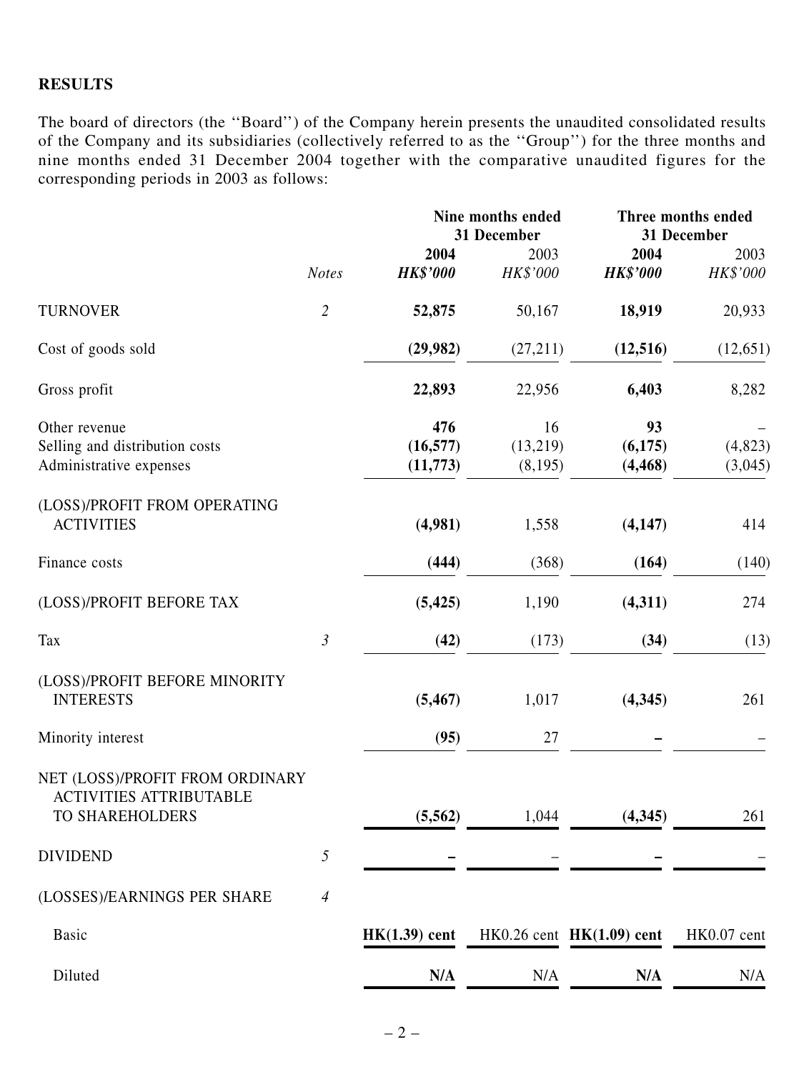## RESULTS

The board of directors (the ''Board'') of the Company herein presents the unaudited consolidated results of the Company and its subsidiaries (collectively referred to as the ''Group'') for the three months and nine months ended 31 December 2004 together with the comparative unaudited figures for the corresponding periods in 2003 as follows:

| | | Nine months ended 31 December | | Three months ended 31 December | |
|---|---|---|---|---|---|
| | | **2004** | 2003 | **2004** | 2003 |
| | *Notes* | ***HK$'000*** | *HK$'000* | ***HK$'000*** | *HK$'000* |
| TURNOVER | *2* | **52,875** | 50,167 | **18,919** | 20,933 |
| Cost of goods sold | | **(29,982)** | (27,211) | **(12,516)** | (12,651) |
| Gross profit | | **22,893** | 22,956 | **6,403** | 8,282 |
| Other revenue | | **476** | 16 | **93** | – |
| Selling and distribution costs | | **(16,577)** | (13,219) | **(6,175)** | (4,823) |
| Administrative expenses | | **(11,773)** | (8,195) | **(4,468)** | (3,045) |
| (LOSS)/PROFIT FROM OPERATING ACTIVITIES | | **(4,981)** | 1,558 | **(4,147)** | 414 |
| Finance costs | | **(444)** | (368) | **(164)** | (140) |
| (LOSS)/PROFIT BEFORE TAX | | **(5,425)** | 1,190 | **(4,311)** | 274 |
| Tax | *3* | **(42)** | (173) | **(34)** | (13) |
| (LOSS)/PROFIT BEFORE MINORITY INTERESTS | | **(5,467)** | 1,017 | **(4,345)** | 261 |
| Minority interest | | **(95)** | 27 | **–** | – |
| NET (LOSS)/PROFIT FROM ORDINARY ACTIVITIES ATTRIBUTABLE TO SHAREHOLDERS | | **(5,562)** | 1,044 | **(4,345)** | 261 |
| DIVIDEND | *5* | **–** | – | **–** | – |
| (LOSSES)/EARNINGS PER SHARE | *4* | | | | |
| Basic | | **HK(1.39) cent** | HK0.26 cent | **HK(1.09) cent** | HK0.07 cent |
| Diluted | | **N/A** | N/A | **N/A** | N/A |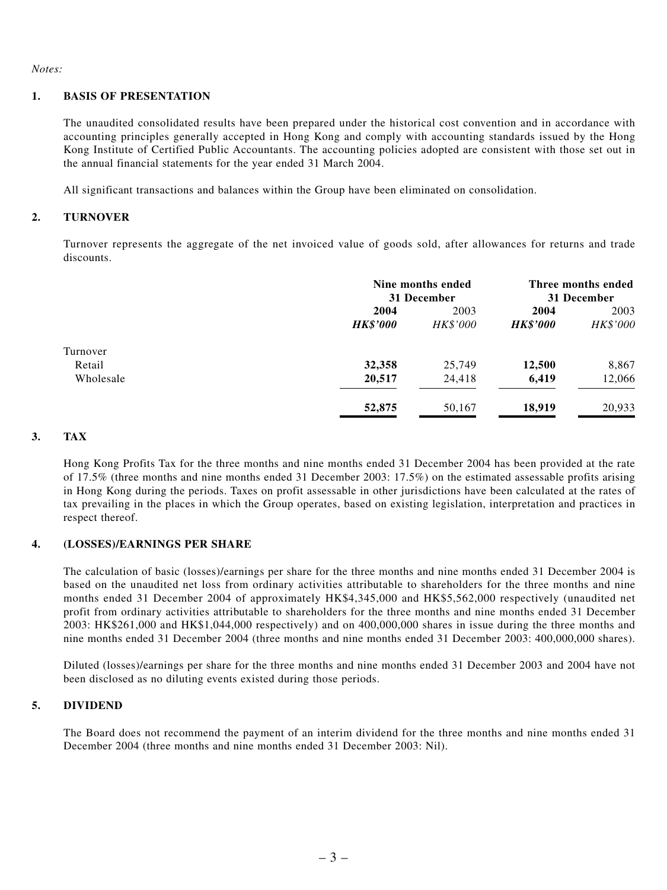*Notes:*

## 1. BASIS OF PRESENTATION

The unaudited consolidated results have been prepared under the historical cost convention and in accordance with accounting principles generally accepted in Hong Kong and comply with accounting standards issued by the Hong Kong Institute of Certified Public Accountants. The accounting policies adopted are consistent with those set out in the annual financial statements for the year ended 31 March 2004.

All significant transactions and balances within the Group have been eliminated on consolidation.

## 2. TURNOVER

Turnover represents the aggregate of the net invoiced value of goods sold, after allowances for returns and trade discounts.

| | Nine months ended 31 December | | Three months ended 31 December | |
|---|---|---|---|---|
| | **2004** | 2003 | **2004** | 2003 |
| | ***HK$'000*** | *HK$'000* | ***HK$'000*** | *HK$'000* |
| Turnover | | | | |
| Retail | **32,358** | 25,749 | **12,500** | 8,867 |
| Wholesale | **20,517** | 24,418 | **6,419** | 12,066 |
| | **52,875** | 50,167 | **18,919** | 20,933 |

## 3. TAX

Hong Kong Profits Tax for the three months and nine months ended 31 December 2004 has been provided at the rate of 17.5% (three months and nine months ended 31 December 2003: 17.5%) on the estimated assessable profits arising in Hong Kong during the periods. Taxes on profit assessable in other jurisdictions have been calculated at the rates of tax prevailing in the places in which the Group operates, based on existing legislation, interpretation and practices in respect thereof.

## 4. (LOSSES)/EARNINGS PER SHARE

The calculation of basic (losses)/earnings per share for the three months and nine months ended 31 December 2004 is based on the unaudited net loss from ordinary activities attributable to shareholders for the three months and nine months ended 31 December 2004 of approximately HK$4,345,000 and HK$5,562,000 respectively (unaudited net profit from ordinary activities attributable to shareholders for the three months and nine months ended 31 December 2003: HK$261,000 and HK$1,044,000 respectively) and on 400,000,000 shares in issue during the three months and nine months ended 31 December 2004 (three months and nine months ended 31 December 2003: 400,000,000 shares).

Diluted (losses)/earnings per share for the three months and nine months ended 31 December 2003 and 2004 have not been disclosed as no diluting events existed during those periods.

## 5. DIVIDEND

The Board does not recommend the payment of an interim dividend for the three months and nine months ended 31 December 2004 (three months and nine months ended 31 December 2003: Nil).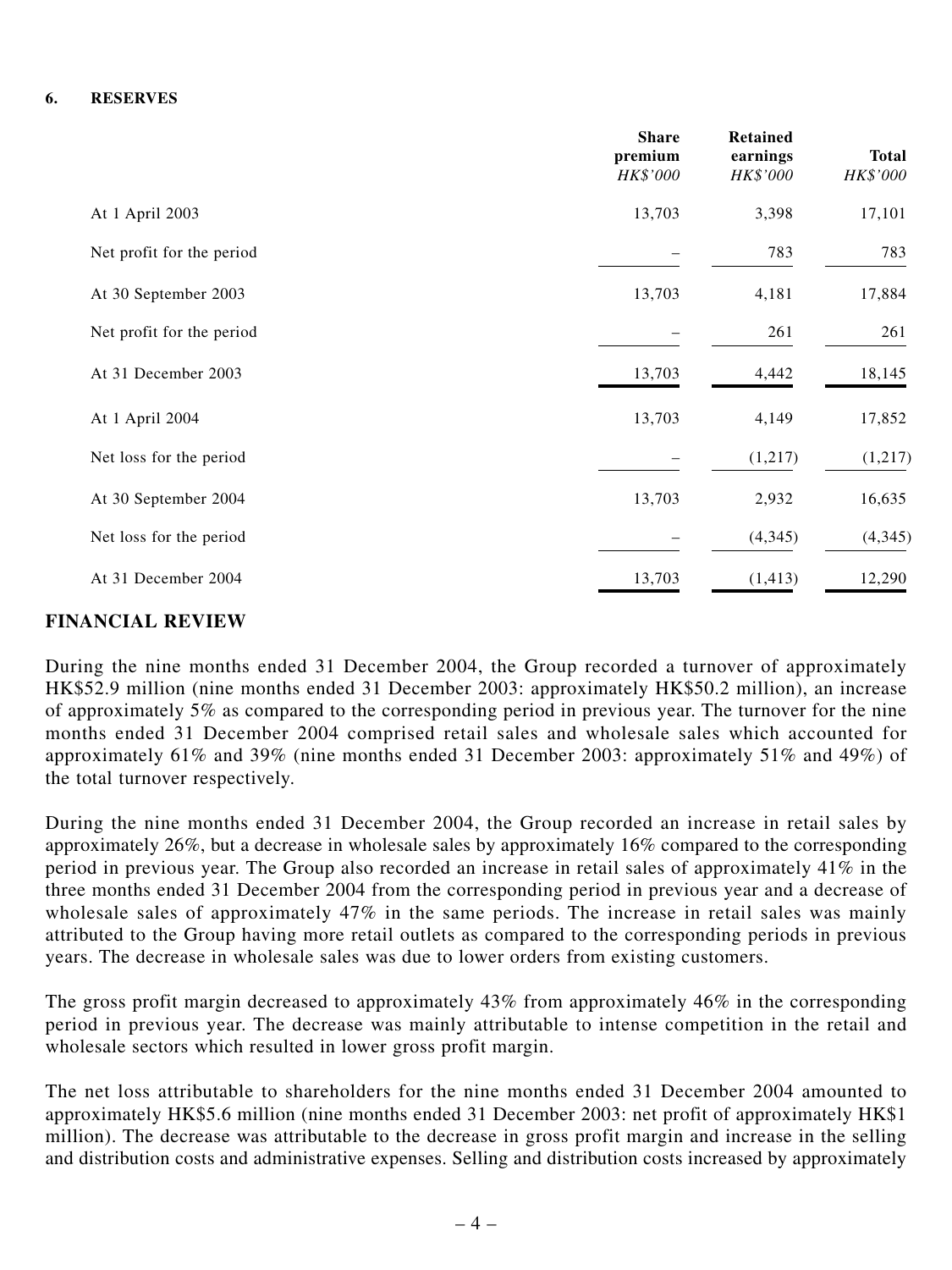### 6. RESERVES

| | Share premium *HK$'000* | Retained earnings *HK$'000* | Total *HK$'000* |
|---|---|---|---|
| At 1 April 2003 | 13,703 | 3,398 | 17,101 |
| Net profit for the period | – | 783 | 783 |
| At 30 September 2003 | 13,703 | 4,181 | 17,884 |
| Net profit for the period | – | 261 | 261 |
| At 31 December 2003 | 13,703 | 4,442 | 18,145 |
| At 1 April 2004 | 13,703 | 4,149 | 17,852 |
| Net loss for the period | – | (1,217) | (1,217) |
| At 30 September 2004 | 13,703 | 2,932 | 16,635 |
| Net loss for the period | – | (4,345) | (4,345) |
| At 31 December 2004 | 13,703 | (1,413) | 12,290 |

## FINANCIAL REVIEW

During the nine months ended 31 December 2004, the Group recorded a turnover of approximately HK$52.9 million (nine months ended 31 December 2003: approximately HK$50.2 million), an increase of approximately 5% as compared to the corresponding period in previous year. The turnover for the nine months ended 31 December 2004 comprised retail sales and wholesale sales which accounted for approximately 61% and 39% (nine months ended 31 December 2003: approximately 51% and 49%) of the total turnover respectively.

During the nine months ended 31 December 2004, the Group recorded an increase in retail sales by approximately 26%, but a decrease in wholesale sales by approximately 16% compared to the corresponding period in previous year. The Group also recorded an increase in retail sales of approximately 41% in the three months ended 31 December 2004 from the corresponding period in previous year and a decrease of wholesale sales of approximately 47% in the same periods. The increase in retail sales was mainly attributed to the Group having more retail outlets as compared to the corresponding periods in previous years. The decrease in wholesale sales was due to lower orders from existing customers.

The gross profit margin decreased to approximately 43% from approximately 46% in the corresponding period in previous year. The decrease was mainly attributable to intense competition in the retail and wholesale sectors which resulted in lower gross profit margin.

The net loss attributable to shareholders for the nine months ended 31 December 2004 amounted to approximately HK$5.6 million (nine months ended 31 December 2003: net profit of approximately HK$1 million). The decrease was attributable to the decrease in gross profit margin and increase in the selling and distribution costs and administrative expenses. Selling and distribution costs increased by approximately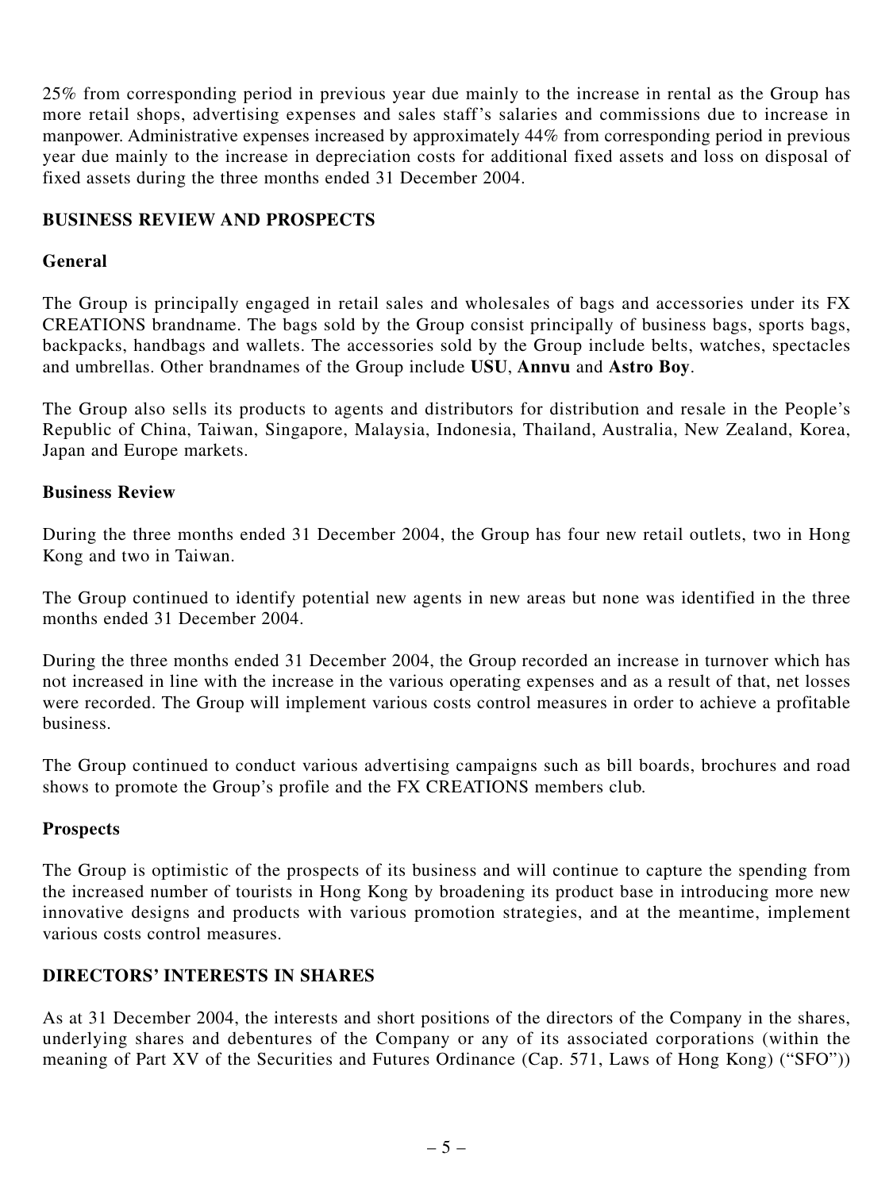25% from corresponding period in previous year due mainly to the increase in rental as the Group has more retail shops, advertising expenses and sales staff's salaries and commissions due to increase in manpower. Administrative expenses increased by approximately 44% from corresponding period in previous year due mainly to the increase in depreciation costs for additional fixed assets and loss on disposal of fixed assets during the three months ended 31 December 2004.

## BUSINESS REVIEW AND PROSPECTS

### General

The Group is principally engaged in retail sales and wholesales of bags and accessories under its FX CREATIONS brandname. The bags sold by the Group consist principally of business bags, sports bags, backpacks, handbags and wallets. The accessories sold by the Group include belts, watches, spectacles and umbrellas. Other brandnames of the Group include **USU**, **Annvu** and **Astro Boy**.

The Group also sells its products to agents and distributors for distribution and resale in the People's Republic of China, Taiwan, Singapore, Malaysia, Indonesia, Thailand, Australia, New Zealand, Korea, Japan and Europe markets.

### Business Review

During the three months ended 31 December 2004, the Group has four new retail outlets, two in Hong Kong and two in Taiwan.

The Group continued to identify potential new agents in new areas but none was identified in the three months ended 31 December 2004.

During the three months ended 31 December 2004, the Group recorded an increase in turnover which has not increased in line with the increase in the various operating expenses and as a result of that, net losses were recorded. The Group will implement various costs control measures in order to achieve a profitable business.

The Group continued to conduct various advertising campaigns such as bill boards, brochures and road shows to promote the Group's profile and the FX CREATIONS members club.

### Prospects

The Group is optimistic of the prospects of its business and will continue to capture the spending from the increased number of tourists in Hong Kong by broadening its product base in introducing more new innovative designs and products with various promotion strategies, and at the meantime, implement various costs control measures.

## DIRECTORS' INTERESTS IN SHARES

As at 31 December 2004, the interests and short positions of the directors of the Company in the shares, underlying shares and debentures of the Company or any of its associated corporations (within the meaning of Part XV of the Securities and Futures Ordinance (Cap. 571, Laws of Hong Kong) ("SFO"))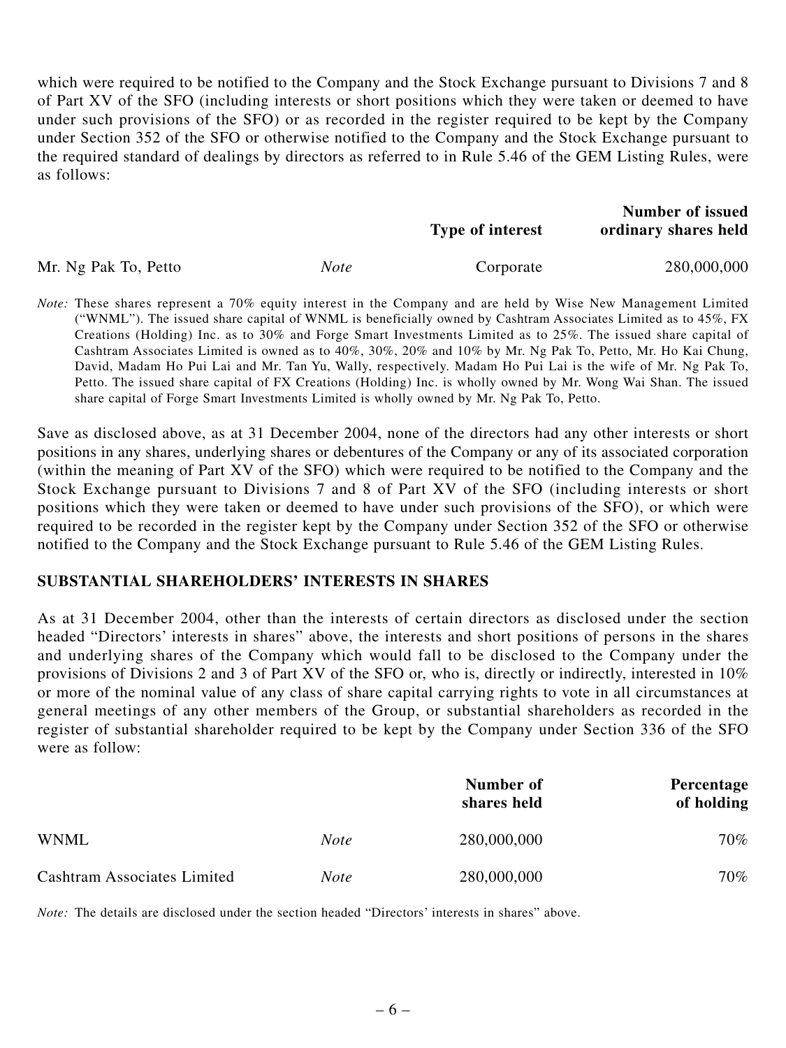which were required to be notified to the Company and the Stock Exchange pursuant to Divisions 7 and 8 of Part XV of the SFO (including interests or short positions which they were taken or deemed to have under such provisions of the SFO) or as recorded in the register required to be kept by the Company under Section 352 of the SFO or otherwise notified to the Company and the Stock Exchange pursuant to the required standard of dealings by directors as referred to in Rule 5.46 of the GEM Listing Rules, were as follows:

| | | Type of interest | Number of issued ordinary shares held |
|---|---|---|---|
| Mr. Ng Pak To, Petto | *Note* | Corporate | 280,000,000 |

*Note:* These shares represent a 70% equity interest in the Company and are held by Wise New Management Limited ("WNML"). The issued share capital of WNML is beneficially owned by Cashtram Associates Limited as to 45%, FX Creations (Holding) Inc. as to 30% and Forge Smart Investments Limited as to 25%. The issued share capital of Cashtram Associates Limited is owned as to 40%, 30%, 20% and 10% by Mr. Ng Pak To, Petto, Mr. Ho Kai Chung, David, Madam Ho Pui Lai and Mr. Tan Yu, Wally, respectively. Madam Ho Pui Lai is the wife of Mr. Ng Pak To, Petto. The issued share capital of FX Creations (Holding) Inc. is wholly owned by Mr. Wong Wai Shan. The issued share capital of Forge Smart Investments Limited is wholly owned by Mr. Ng Pak To, Petto.

Save as disclosed above, as at 31 December 2004, none of the directors had any other interests or short positions in any shares, underlying shares or debentures of the Company or any of its associated corporation (within the meaning of Part XV of the SFO) which were required to be notified to the Company and the Stock Exchange pursuant to Divisions 7 and 8 of Part XV of the SFO (including interests or short positions which they were taken or deemed to have under such provisions of the SFO), or which were required to be recorded in the register kept by the Company under Section 352 of the SFO or otherwise notified to the Company and the Stock Exchange pursuant to Rule 5.46 of the GEM Listing Rules.

## SUBSTANTIAL SHAREHOLDERS' INTERESTS IN SHARES

As at 31 December 2004, other than the interests of certain directors as disclosed under the section headed "Directors' interests in shares" above, the interests and short positions of persons in the shares and underlying shares of the Company which would fall to be disclosed to the Company under the provisions of Divisions 2 and 3 of Part XV of the SFO or, who is, directly or indirectly, interested in 10% or more of the nominal value of any class of share capital carrying rights to vote in all circumstances at general meetings of any other members of the Group, or substantial shareholders as recorded in the register of substantial shareholder required to be kept by the Company under Section 336 of the SFO were as follow:

| | | Number of shares held | Percentage of holding |
|---|---|---|---|
| WNML | *Note* | 280,000,000 | 70% |
| Cashtram Associates Limited | *Note* | 280,000,000 | 70% |

*Note:* The details are disclosed under the section headed "Directors' interests in shares" above.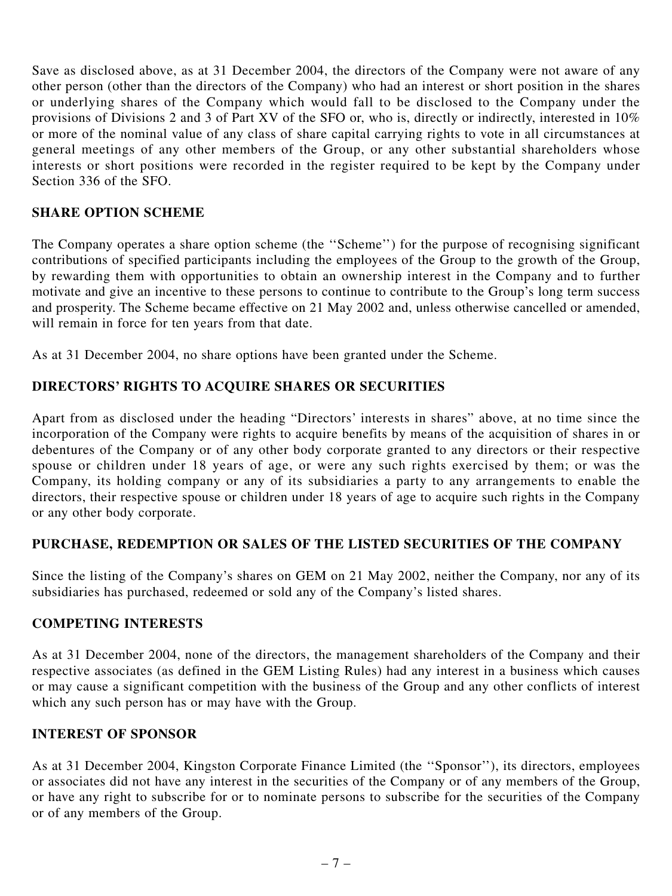Save as disclosed above, as at 31 December 2004, the directors of the Company were not aware of any other person (other than the directors of the Company) who had an interest or short position in the shares or underlying shares of the Company which would fall to be disclosed to the Company under the provisions of Divisions 2 and 3 of Part XV of the SFO or, who is, directly or indirectly, interested in 10% or more of the nominal value of any class of share capital carrying rights to vote in all circumstances at general meetings of any other members of the Group, or any other substantial shareholders whose interests or short positions were recorded in the register required to be kept by the Company under Section 336 of the SFO.

## SHARE OPTION SCHEME

The Company operates a share option scheme (the ''Scheme'') for the purpose of recognising significant contributions of specified participants including the employees of the Group to the growth of the Group, by rewarding them with opportunities to obtain an ownership interest in the Company and to further motivate and give an incentive to these persons to continue to contribute to the Group's long term success and prosperity. The Scheme became effective on 21 May 2002 and, unless otherwise cancelled or amended, will remain in force for ten years from that date.

As at 31 December 2004, no share options have been granted under the Scheme.

## DIRECTORS' RIGHTS TO ACQUIRE SHARES OR SECURITIES

Apart from as disclosed under the heading "Directors' interests in shares" above, at no time since the incorporation of the Company were rights to acquire benefits by means of the acquisition of shares in or debentures of the Company or of any other body corporate granted to any directors or their respective spouse or children under 18 years of age, or were any such rights exercised by them; or was the Company, its holding company or any of its subsidiaries a party to any arrangements to enable the directors, their respective spouse or children under 18 years of age to acquire such rights in the Company or any other body corporate.

## PURCHASE, REDEMPTION OR SALES OF THE LISTED SECURITIES OF THE COMPANY

Since the listing of the Company's shares on GEM on 21 May 2002, neither the Company, nor any of its subsidiaries has purchased, redeemed or sold any of the Company's listed shares.

## COMPETING INTERESTS

As at 31 December 2004, none of the directors, the management shareholders of the Company and their respective associates (as defined in the GEM Listing Rules) had any interest in a business which causes or may cause a significant competition with the business of the Group and any other conflicts of interest which any such person has or may have with the Group.

## INTEREST OF SPONSOR

As at 31 December 2004, Kingston Corporate Finance Limited (the ''Sponsor''), its directors, employees or associates did not have any interest in the securities of the Company or of any members of the Group, or have any right to subscribe for or to nominate persons to subscribe for the securities of the Company or of any members of the Group.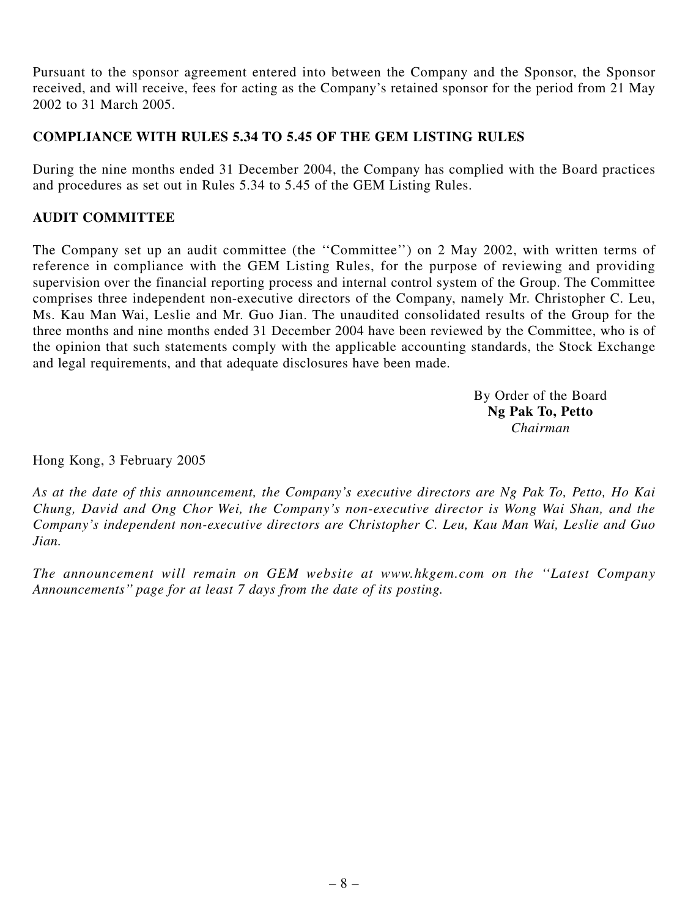Pursuant to the sponsor agreement entered into between the Company and the Sponsor, the Sponsor received, and will receive, fees for acting as the Company's retained sponsor for the period from 21 May 2002 to 31 March 2005.

## COMPLIANCE WITH RULES 5.34 TO 5.45 OF THE GEM LISTING RULES

During the nine months ended 31 December 2004, the Company has complied with the Board practices and procedures as set out in Rules 5.34 to 5.45 of the GEM Listing Rules.

## AUDIT COMMITTEE

The Company set up an audit committee (the ''Committee'') on 2 May 2002, with written terms of reference in compliance with the GEM Listing Rules, for the purpose of reviewing and providing supervision over the financial reporting process and internal control system of the Group. The Committee comprises three independent non-executive directors of the Company, namely Mr. Christopher C. Leu, Ms. Kau Man Wai, Leslie and Mr. Guo Jian. The unaudited consolidated results of the Group for the three months and nine months ended 31 December 2004 have been reviewed by the Committee, who is of the opinion that such statements comply with the applicable accounting standards, the Stock Exchange and legal requirements, and that adequate disclosures have been made.

By Order of the Board
**Ng Pak To, Petto**
*Chairman*

Hong Kong, 3 February 2005

*As at the date of this announcement, the Company's executive directors are Ng Pak To, Petto, Ho Kai Chung, David and Ong Chor Wei, the Company's non-executive director is Wong Wai Shan, and the Company's independent non-executive directors are Christopher C. Leu, Kau Man Wai, Leslie and Guo Jian.*

*The announcement will remain on GEM website at www.hkgem.com on the ''Latest Company Announcements'' page for at least 7 days from the date of its posting.*